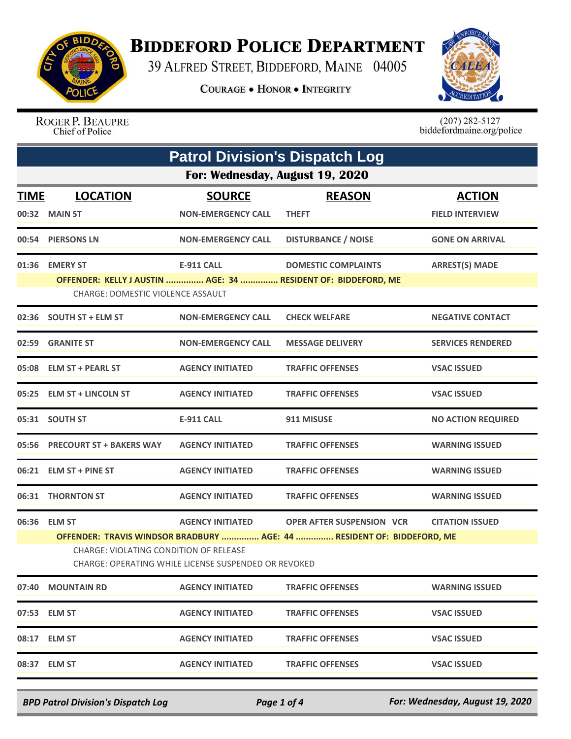# Biddeford Police Department

39 Alfred Street, Biddeford, Maine 04005

Courage • Honor • Integrity

Roger P. Beaupre
Chief of Police

(207) 282-5127
biddefordmaine.org/police

## Patrol Division's Dispatch Log

### For: Wednesday, August 19, 2020

| TIME | LOCATION | SOURCE | REASON | ACTION |
|---|---|---|---|---|
| 00:32 | MAIN ST | NON-EMERGENCY CALL | THEFT | FIELD INTERVIEW |
| 00:54 | PIERSONS LN | NON-EMERGENCY CALL | DISTURBANCE / NOISE | GONE ON ARRIVAL |
| 01:36 | EMERY ST | E-911 CALL | DOMESTIC COMPLAINTS | ARREST(S) MADE |
| | OFFENDER: KELLY J AUSTIN ............... AGE: 34 ............... RESIDENT OF: BIDDEFORD, ME<br>CHARGE: DOMESTIC VIOLENCE ASSAULT | | | |
| 02:36 | SOUTH ST + ELM ST | NON-EMERGENCY CALL | CHECK WELFARE | NEGATIVE CONTACT |
| 02:59 | GRANITE ST | NON-EMERGENCY CALL | MESSAGE DELIVERY | SERVICES RENDERED |
| 05:08 | ELM ST + PEARL ST | AGENCY INITIATED | TRAFFIC OFFENSES | VSAC ISSUED |
| 05:25 | ELM ST + LINCOLN ST | AGENCY INITIATED | TRAFFIC OFFENSES | VSAC ISSUED |
| 05:31 | SOUTH ST | E-911 CALL | 911 MISUSE | NO ACTION REQUIRED |
| 05:56 | PRECOURT ST + BAKERS WAY | AGENCY INITIATED | TRAFFIC OFFENSES | WARNING ISSUED |
| 06:21 | ELM ST + PINE ST | AGENCY INITIATED | TRAFFIC OFFENSES | WARNING ISSUED |
| 06:31 | THORNTON ST | AGENCY INITIATED | TRAFFIC OFFENSES | WARNING ISSUED |
| 06:36 | ELM ST | AGENCY INITIATED | OPER AFTER SUSPENSION VCR | CITATION ISSUED |
| | OFFENDER: TRAVIS WINDSOR BRADBURY ............... AGE: 44 ............... RESIDENT OF: BIDDEFORD, ME<br>CHARGE: VIOLATING CONDITION OF RELEASE<br>CHARGE: OPERATING WHILE LICENSE SUSPENDED OR REVOKED | | | |
| 07:40 | MOUNTAIN RD | AGENCY INITIATED | TRAFFIC OFFENSES | WARNING ISSUED |
| 07:53 | ELM ST | AGENCY INITIATED | TRAFFIC OFFENSES | VSAC ISSUED |
| 08:17 | ELM ST | AGENCY INITIATED | TRAFFIC OFFENSES | VSAC ISSUED |
| 08:37 | ELM ST | AGENCY INITIATED | TRAFFIC OFFENSES | VSAC ISSUED |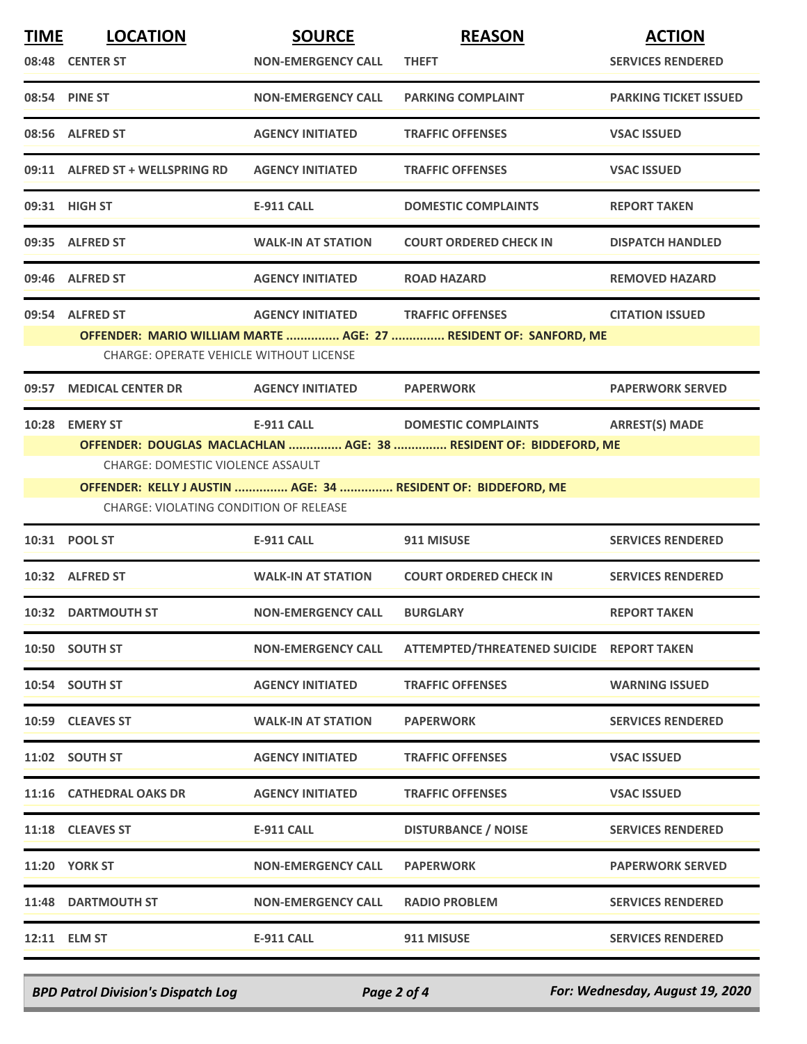| TIME | LOCATION | SOURCE | REASON | ACTION |
|---|---|---|---|---|
| 08:48 | CENTER ST | NON-EMERGENCY CALL | THEFT | SERVICES RENDERED |
| 08:54 | PINE ST | NON-EMERGENCY CALL | PARKING COMPLAINT | PARKING TICKET ISSUED |
| 08:56 | ALFRED ST | AGENCY INITIATED | TRAFFIC OFFENSES | VSAC ISSUED |
| 09:11 | ALFRED ST + WELLSPRING RD | AGENCY INITIATED | TRAFFIC OFFENSES | VSAC ISSUED |
| 09:31 | HIGH ST | E-911 CALL | DOMESTIC COMPLAINTS | REPORT TAKEN |
| 09:35 | ALFRED ST | WALK-IN AT STATION | COURT ORDERED CHECK IN | DISPATCH HANDLED |
| 09:46 | ALFRED ST | AGENCY INITIATED | ROAD HAZARD | REMOVED HAZARD |
| 09:54 | ALFRED ST | AGENCY INITIATED | TRAFFIC OFFENSES | CITATION ISSUED |

**OFFENDER: MARIO WILLIAM MARTE ............... AGE: 27 ............... RESIDENT OF: SANFORD, ME**

CHARGE: OPERATE VEHICLE WITHOUT LICENSE

| TIME | LOCATION | SOURCE | REASON | ACTION |
|---|---|---|---|---|
| 09:57 | MEDICAL CENTER DR | AGENCY INITIATED | PAPERWORK | PAPERWORK SERVED |
| 10:28 | EMERY ST | E-911 CALL | DOMESTIC COMPLAINTS | ARREST(S) MADE |

**OFFENDER: DOUGLAS MACLACHLAN ............... AGE: 38 ............... RESIDENT OF: BIDDEFORD, ME**

CHARGE: DOMESTIC VIOLENCE ASSAULT

**OFFENDER: KELLY J AUSTIN ............... AGE: 34 ............... RESIDENT OF: BIDDEFORD, ME**

CHARGE: VIOLATING CONDITION OF RELEASE

| TIME | LOCATION | SOURCE | REASON | ACTION |
|---|---|---|---|---|
| 10:31 | POOL ST | E-911 CALL | 911 MISUSE | SERVICES RENDERED |
| 10:32 | ALFRED ST | WALK-IN AT STATION | COURT ORDERED CHECK IN | SERVICES RENDERED |
| 10:32 | DARTMOUTH ST | NON-EMERGENCY CALL | BURGLARY | REPORT TAKEN |
| 10:50 | SOUTH ST | NON-EMERGENCY CALL | ATTEMPTED/THREATENED SUICIDE | REPORT TAKEN |
| 10:54 | SOUTH ST | AGENCY INITIATED | TRAFFIC OFFENSES | WARNING ISSUED |
| 10:59 | CLEAVES ST | WALK-IN AT STATION | PAPERWORK | SERVICES RENDERED |
| 11:02 | SOUTH ST | AGENCY INITIATED | TRAFFIC OFFENSES | VSAC ISSUED |
| 11:16 | CATHEDRAL OAKS DR | AGENCY INITIATED | TRAFFIC OFFENSES | VSAC ISSUED |
| 11:18 | CLEAVES ST | E-911 CALL | DISTURBANCE / NOISE | SERVICES RENDERED |
| 11:20 | YORK ST | NON-EMERGENCY CALL | PAPERWORK | PAPERWORK SERVED |
| 11:48 | DARTMOUTH ST | NON-EMERGENCY CALL | RADIO PROBLEM | SERVICES RENDERED |
| 12:11 | ELM ST | E-911 CALL | 911 MISUSE | SERVICES RENDERED |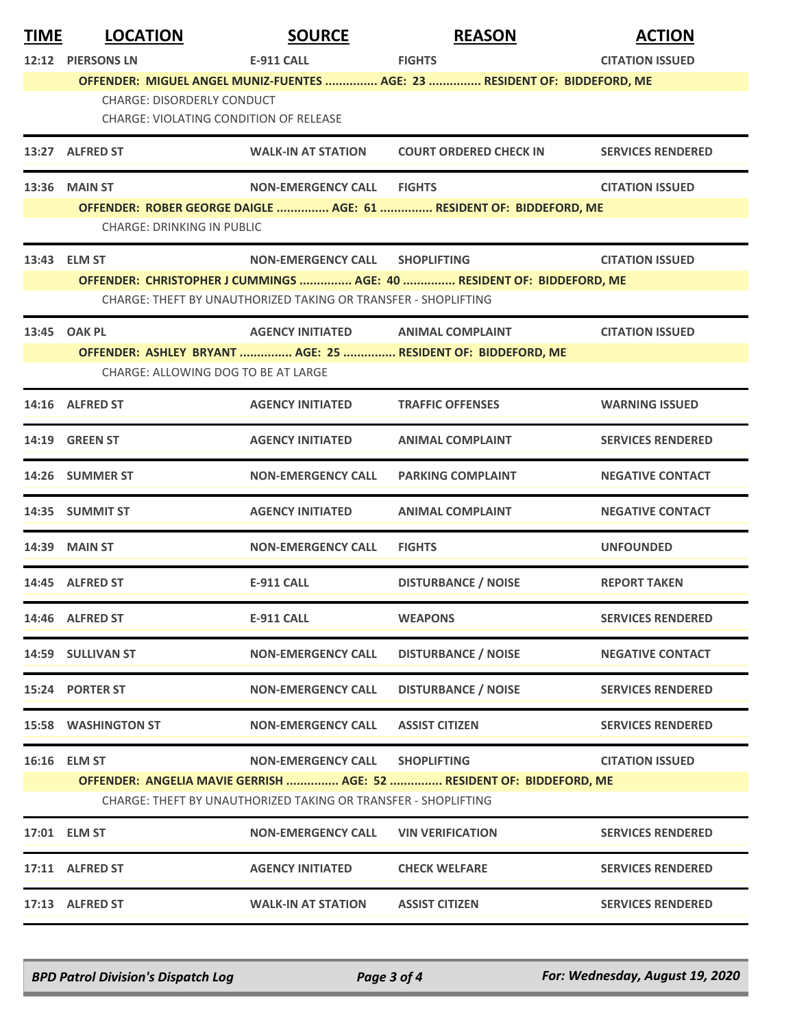| TIME | LOCATION | SOURCE | REASON | ACTION |
|---|---|---|---|---|
| 12:12 | PIERSONS LN | E-911 CALL | FIGHTS | CITATION ISSUED |
| | OFFENDER: MIGUEL ANGEL MUNIZ-FUENTES ............... AGE: 23 ............... RESIDENT OF: BIDDEFORD, ME | | | |
| | CHARGE: DISORDERLY CONDUCT | | | |
| | CHARGE: VIOLATING CONDITION OF RELEASE | | | |
| 13:27 | ALFRED ST | WALK-IN AT STATION | COURT ORDERED CHECK IN | SERVICES RENDERED |
| 13:36 | MAIN ST | NON-EMERGENCY CALL | FIGHTS | CITATION ISSUED |
| | OFFENDER: ROBER GEORGE DAIGLE ............... AGE: 61 ............... RESIDENT OF: BIDDEFORD, ME | | | |
| | CHARGE: DRINKING IN PUBLIC | | | |
| 13:43 | ELM ST | NON-EMERGENCY CALL | SHOPLIFTING | CITATION ISSUED |
| | OFFENDER: CHRISTOPHER J CUMMINGS ............... AGE: 40 ............... RESIDENT OF: BIDDEFORD, ME | | | |
| | CHARGE: THEFT BY UNAUTHORIZED TAKING OR TRANSFER - SHOPLIFTING | | | |
| 13:45 | OAK PL | AGENCY INITIATED | ANIMAL COMPLAINT | CITATION ISSUED |
| | OFFENDER: ASHLEY BRYANT ............... AGE: 25 ............... RESIDENT OF: BIDDEFORD, ME | | | |
| | CHARGE: ALLOWING DOG TO BE AT LARGE | | | |
| 14:16 | ALFRED ST | AGENCY INITIATED | TRAFFIC OFFENSES | WARNING ISSUED |
| 14:19 | GREEN ST | AGENCY INITIATED | ANIMAL COMPLAINT | SERVICES RENDERED |
| 14:26 | SUMMER ST | NON-EMERGENCY CALL | PARKING COMPLAINT | NEGATIVE CONTACT |
| 14:35 | SUMMIT ST | AGENCY INITIATED | ANIMAL COMPLAINT | NEGATIVE CONTACT |
| 14:39 | MAIN ST | NON-EMERGENCY CALL | FIGHTS | UNFOUNDED |
| 14:45 | ALFRED ST | E-911 CALL | DISTURBANCE / NOISE | REPORT TAKEN |
| 14:46 | ALFRED ST | E-911 CALL | WEAPONS | SERVICES RENDERED |
| 14:59 | SULLIVAN ST | NON-EMERGENCY CALL | DISTURBANCE / NOISE | NEGATIVE CONTACT |
| 15:24 | PORTER ST | NON-EMERGENCY CALL | DISTURBANCE / NOISE | SERVICES RENDERED |
| 15:58 | WASHINGTON ST | NON-EMERGENCY CALL | ASSIST CITIZEN | SERVICES RENDERED |
| 16:16 | ELM ST | NON-EMERGENCY CALL | SHOPLIFTING | CITATION ISSUED |
| | OFFENDER: ANGELIA MAVIE GERRISH ............... AGE: 52 ............... RESIDENT OF: BIDDEFORD, ME | | | |
| | CHARGE: THEFT BY UNAUTHORIZED TAKING OR TRANSFER - SHOPLIFTING | | | |
| 17:01 | ELM ST | NON-EMERGENCY CALL | VIN VERIFICATION | SERVICES RENDERED |
| 17:11 | ALFRED ST | AGENCY INITIATED | CHECK WELFARE | SERVICES RENDERED |
| 17:13 | ALFRED ST | WALK-IN AT STATION | ASSIST CITIZEN | SERVICES RENDERED |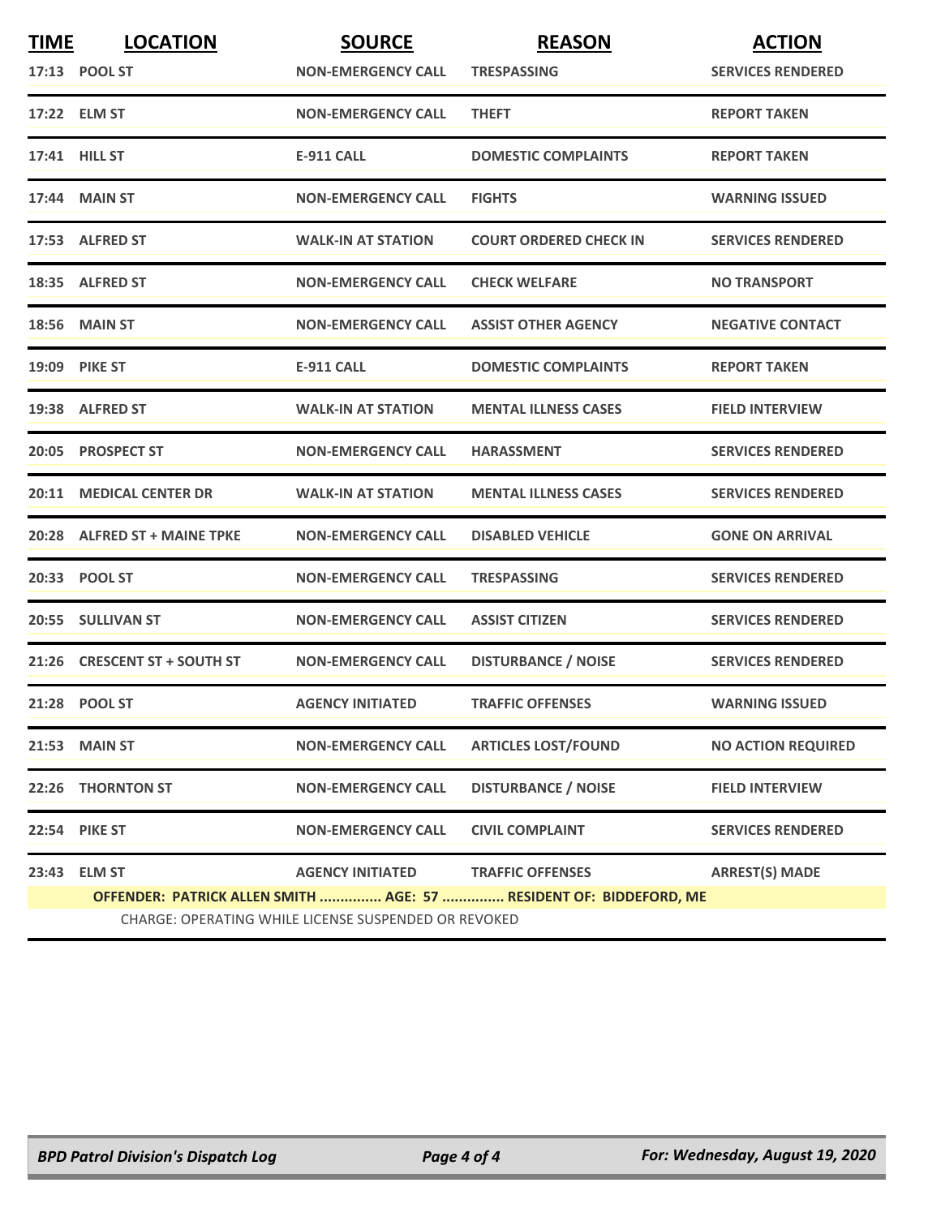| TIME | LOCATION | SOURCE | REASON | ACTION |
|---|---|---|---|---|
| 17:13 | POOL ST | NON-EMERGENCY CALL | TRESPASSING | SERVICES RENDERED |
| 17:22 | ELM ST | NON-EMERGENCY CALL | THEFT | REPORT TAKEN |
| 17:41 | HILL ST | E-911 CALL | DOMESTIC COMPLAINTS | REPORT TAKEN |
| 17:44 | MAIN ST | NON-EMERGENCY CALL | FIGHTS | WARNING ISSUED |
| 17:53 | ALFRED ST | WALK-IN AT STATION | COURT ORDERED CHECK IN | SERVICES RENDERED |
| 18:35 | ALFRED ST | NON-EMERGENCY CALL | CHECK WELFARE | NO TRANSPORT |
| 18:56 | MAIN ST | NON-EMERGENCY CALL | ASSIST OTHER AGENCY | NEGATIVE CONTACT |
| 19:09 | PIKE ST | E-911 CALL | DOMESTIC COMPLAINTS | REPORT TAKEN |
| 19:38 | ALFRED ST | WALK-IN AT STATION | MENTAL ILLNESS CASES | FIELD INTERVIEW |
| 20:05 | PROSPECT ST | NON-EMERGENCY CALL | HARASSMENT | SERVICES RENDERED |
| 20:11 | MEDICAL CENTER DR | WALK-IN AT STATION | MENTAL ILLNESS CASES | SERVICES RENDERED |
| 20:28 | ALFRED ST + MAINE TPKE | NON-EMERGENCY CALL | DISABLED VEHICLE | GONE ON ARRIVAL |
| 20:33 | POOL ST | NON-EMERGENCY CALL | TRESPASSING | SERVICES RENDERED |
| 20:55 | SULLIVAN ST | NON-EMERGENCY CALL | ASSIST CITIZEN | SERVICES RENDERED |
| 21:26 | CRESCENT ST + SOUTH ST | NON-EMERGENCY CALL | DISTURBANCE / NOISE | SERVICES RENDERED |
| 21:28 | POOL ST | AGENCY INITIATED | TRAFFIC OFFENSES | WARNING ISSUED |
| 21:53 | MAIN ST | NON-EMERGENCY CALL | ARTICLES LOST/FOUND | NO ACTION REQUIRED |
| 22:26 | THORNTON ST | NON-EMERGENCY CALL | DISTURBANCE / NOISE | FIELD INTERVIEW |
| 22:54 | PIKE ST | NON-EMERGENCY CALL | CIVIL COMPLAINT | SERVICES RENDERED |
| 23:43 | ELM ST | AGENCY INITIATED | TRAFFIC OFFENSES | ARREST(S) MADE |

**OFFENDER: PATRICK ALLEN SMITH ............... AGE: 57 ............... RESIDENT OF: BIDDEFORD, ME**

CHARGE: OPERATING WHILE LICENSE SUSPENDED OR REVOKED

*BPD Patrol Division's Dispatch Log* — *For: Wednesday, August 19, 2020*